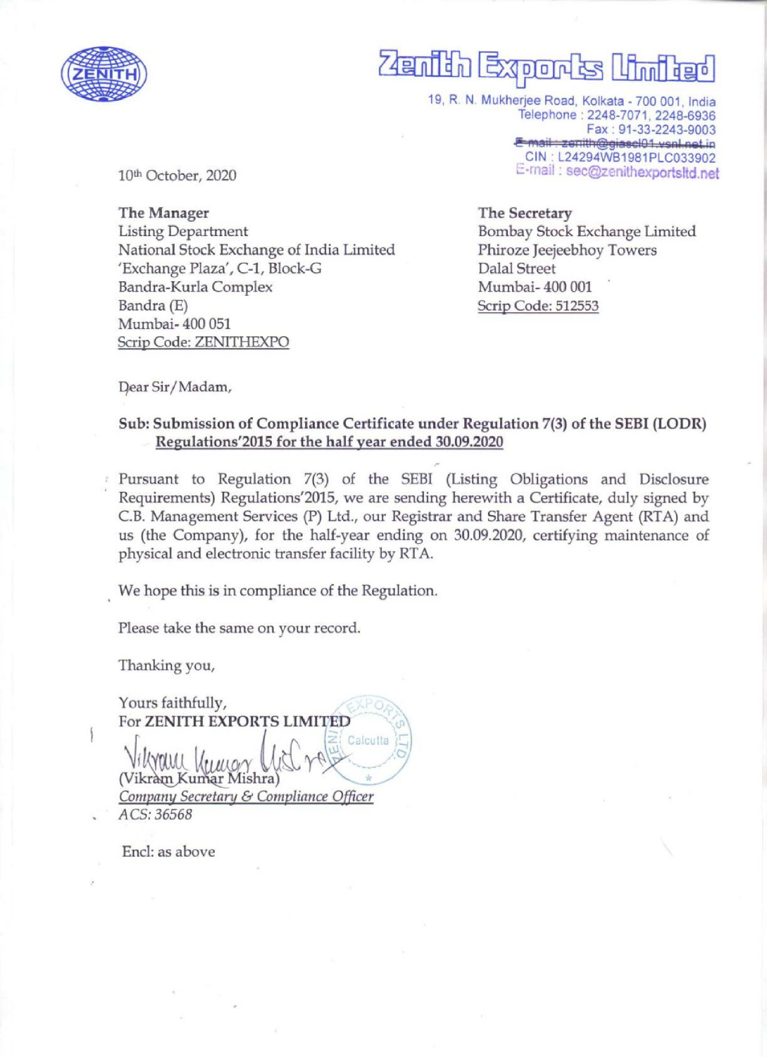# Zenith Exports Limited

19, R. N. Mukherjee Road, Kolkata - 700 001, India
Telephone : 2248-7071, 2248-6936
Fax : 91-33-2243-9003
~~E-mail : zenith@giascl01.vsnl.net.in~~
CIN : L24294WB1981PLC033902
E-mail : sec@zenithexportsltd.net

10th October, 2020

**The Manager**
Listing Department
National Stock Exchange of India Limited
'Exchange Plaza', C-1, Block-G
Bandra-Kurla Complex
Bandra (E)
Mumbai- 400 051
Scrip Code: ZENITHEXPO

**The Secretary**
Bombay Stock Exchange Limited
Phiroze Jeejeebhoy Towers
Dalal Street
Mumbai- 400 001
Scrip Code: 512553

Dear Sir/Madam,

**Sub: Submission of Compliance Certificate under Regulation 7(3) of the SEBI (LODR) Regulations'2015 for the half year ended 30.09.2020**

Pursuant to Regulation 7(3) of the SEBI (Listing Obligations and Disclosure Requirements) Regulations'2015, we are sending herewith a Certificate, duly signed by C.B. Management Services (P) Ltd., our Registrar and Share Transfer Agent (RTA) and us (the Company), for the half-year ending on 30.09.2020, certifying maintenance of physical and electronic transfer facility by RTA.

We hope this is in compliance of the Regulation.

Please take the same on your record.

Thanking you,

Yours faithfully,
For **ZENITH EXPORTS LIMITED**

(Vikram Kumar Mishra)
*Company Secretary & Compliance Officer*
*ACS: 36568*

Encl: as above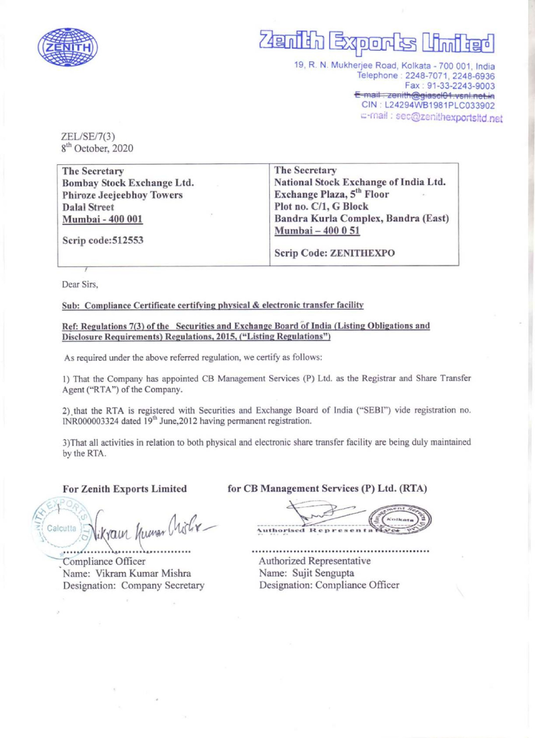# Zenith Exports Limited

19, R. N. Mukherjee Road, Kolkata - 700 001, India
Telephone : 2248-7071, 2248-6936
Fax : 91-33-2243-9003
~~E-mail : zenith@giascl01.vsnl.net.in~~
CIN : L24294WB1981PLC033902
e-mail : sec@zenithexportsltd.net

ZEL/SE/7(3)
8th October, 2020

| | |
|---|---|
| **The Secretary**<br>**Bombay Stock Exchange Ltd.**<br>**Phiroze Jeejeebhoy Towers**<br>**Dalal Street**<br>**Mumbai - 400 001**<br><br>**Scrip code:512553** | **The Secretary**<br>**National Stock Exchange of India Ltd.**<br>**Exchange Plaza, 5th Floor**<br>**Plot no. C/1, G Block**<br>**Bandra Kurla Complex, Bandra (East)**<br>**Mumbai – 400 0 51**<br><br>**Scrip Code: ZENITHEXPO** |

Dear Sirs,

**Sub: Compliance Certificate certifying physical & electronic transfer facility**

**Ref: Regulations 7(3) of the Securities and Exchange Board of India (Listing Obligations and Disclosure Requirements) Regulations, 2015, ("Listing Regulations")**

As required under the above referred regulation, we certify as follows:

1) That the Company has appointed CB Management Services (P) Ltd. as the Registrar and Share Transfer Agent ("RTA") of the Company.

2) that the RTA is registered with Securities and Exchange Board of India ("SEBI") vide registration no. INR000003324 dated 19th June,2012 having permanent registration.

3)That all activities in relation to both physical and electronic share transfer facility are being duly maintained by the RTA.

| | |
|---|---|
| **For Zenith Exports Limited** | **for CB Management Services (P) Ltd. (RTA)** |
| Compliance Officer<br>Name: Vikram Kumar Mishra<br>Designation: Company Secretary | Authorized Representative<br>Name: Sujit Sengupta<br>Designation: Compliance Officer |